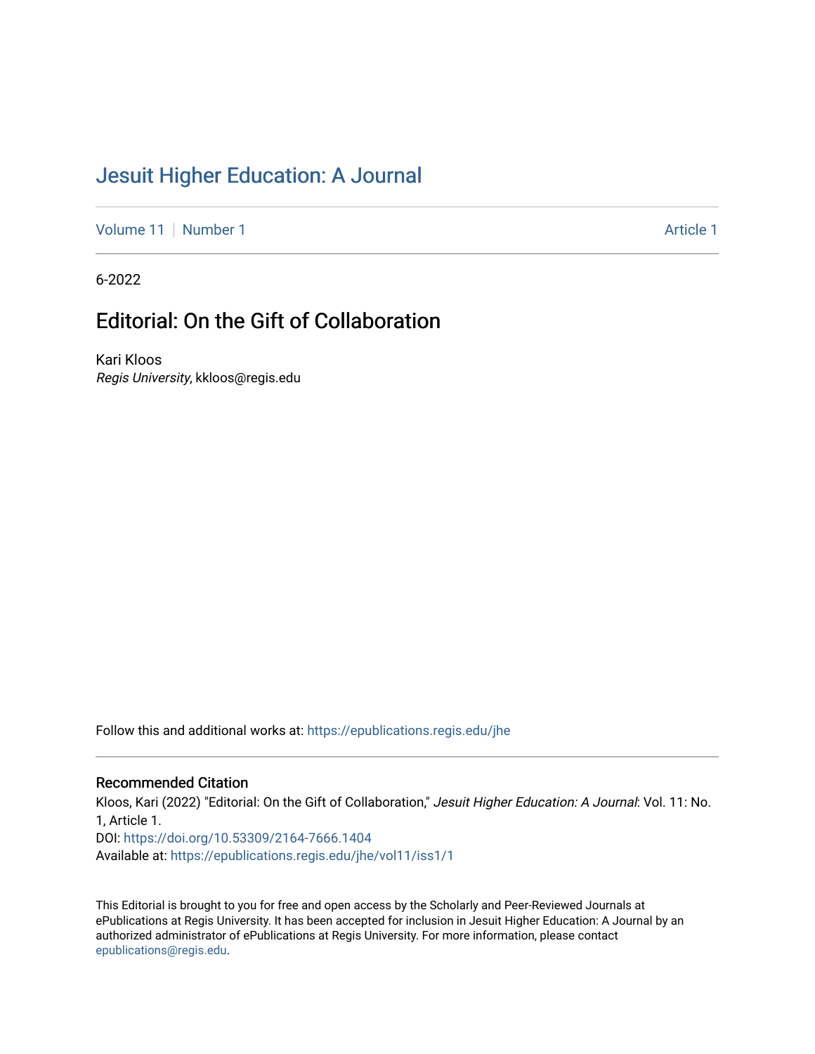# Jesuit Higher Education: A Journal

Volume 11 | Number 1 | Article 1

6-2022

## Editorial: On the Gift of Collaboration

Kari Kloos
*Regis University*, kkloos@regis.edu

Follow this and additional works at: https://epublications.regis.edu/jhe

### Recommended Citation

Kloos, Kari (2022) "Editorial: On the Gift of Collaboration," *Jesuit Higher Education: A Journal*: Vol. 11: No. 1, Article 1.
DOI: https://doi.org/10.53309/2164-7666.1404
Available at: https://epublications.regis.edu/jhe/vol11/iss1/1

This Editorial is brought to you for free and open access by the Scholarly and Peer-Reviewed Journals at ePublications at Regis University. It has been accepted for inclusion in Jesuit Higher Education: A Journal by an authorized administrator of ePublications at Regis University. For more information, please contact epublications@regis.edu.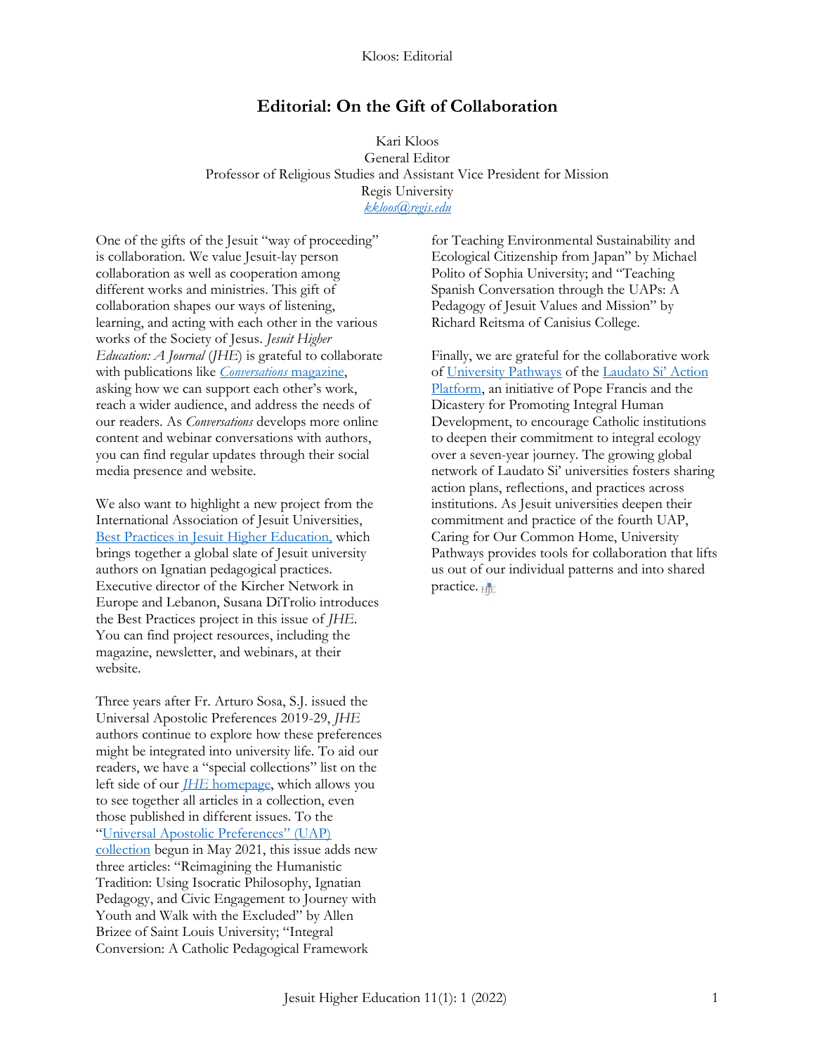# Editorial: On the Gift of Collaboration

Kari Kloos
General Editor
Professor of Religious Studies and Assistant Vice President for Mission
Regis University
kkloos@regis.edu

One of the gifts of the Jesuit "way of proceeding" is collaboration. We value Jesuit-lay person collaboration as well as cooperation among different works and ministries. This gift of collaboration shapes our ways of listening, learning, and acting with each other in the various works of the Society of Jesus. *Jesuit Higher Education: A Journal* (*JHE*) is grateful to collaborate with publications like *Conversations* magazine, asking how we can support each other's work, reach a wider audience, and address the needs of our readers. As *Conversations* develops more online content and webinar conversations with authors, you can find regular updates through their social media presence and website.

We also want to highlight a new project from the International Association of Jesuit Universities, Best Practices in Jesuit Higher Education, which brings together a global slate of Jesuit university authors on Ignatian pedagogical practices. Executive director of the Kircher Network in Europe and Lebanon, Susana DiTrolio introduces the Best Practices project in this issue of *JHE*. You can find project resources, including the magazine, newsletter, and webinars, at their website.

Three years after Fr. Arturo Sosa, S.J. issued the Universal Apostolic Preferences 2019-29, *JHE* authors continue to explore how these preferences might be integrated into university life. To aid our readers, we have a "special collections" list on the left side of our *JHE* homepage, which allows you to see together all articles in a collection, even those published in different issues. To the "Universal Apostolic Preferences" (UAP) collection begun in May 2021, this issue adds new three articles: "Reimagining the Humanistic Tradition: Using Isocratic Philosophy, Ignatian Pedagogy, and Civic Engagement to Journey with Youth and Walk with the Excluded" by Allen Brizee of Saint Louis University; "Integral Conversion: A Catholic Pedagogical Framework for Teaching Environmental Sustainability and Ecological Citizenship from Japan" by Michael Polito of Sophia University; and "Teaching Spanish Conversation through the UAPs: A Pedagogy of Jesuit Values and Mission" by Richard Reitsma of Canisius College.

Finally, we are grateful for the collaborative work of University Pathways of the Laudato Si' Action Platform, an initiative of Pope Francis and the Dicastery for Promoting Integral Human Development, to encourage Catholic institutions to deepen their commitment to integral ecology over a seven-year journey. The growing global network of Laudato Si' universities fosters sharing action plans, reflections, and practices across institutions. As Jesuit universities deepen their commitment and practice of the fourth UAP, Caring for Our Common Home, University Pathways provides tools for collaboration that lifts us out of our individual patterns and into shared practice.